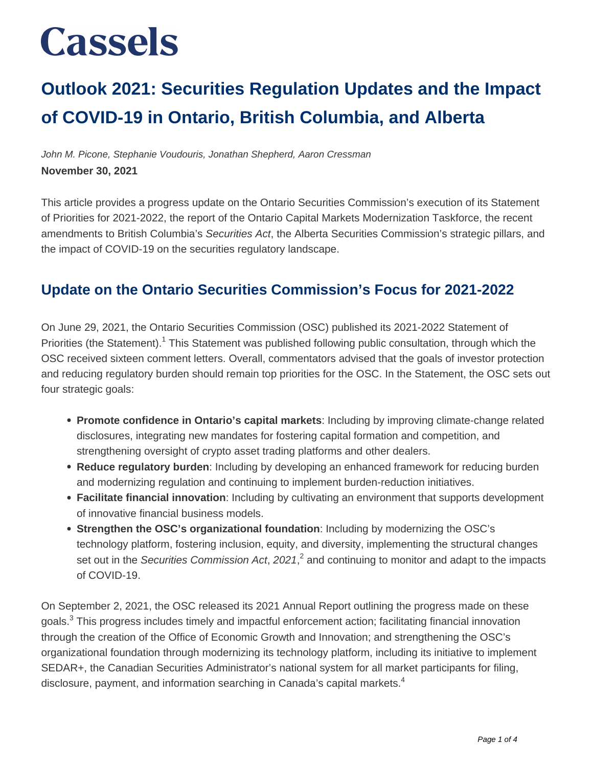# Cassels

## Outlook 2021: Securities Regulation Updates and the Impact of COVID-19 in Ontario, British Columbia, and Alberta

*John M. Picone, Stephanie Voudouris, Jonathan Shepherd, Aaron Cressman*

**November 30, 2021**

This article provides a progress update on the Ontario Securities Commission's execution of its Statement of Priorities for 2021-2022, the report of the Ontario Capital Markets Modernization Taskforce, the recent amendments to British Columbia's *Securities Act*, the Alberta Securities Commission's strategic pillars, and the impact of COVID-19 on the securities regulatory landscape.

### Update on the Ontario Securities Commission's Focus for 2021-2022

On June 29, 2021, the Ontario Securities Commission (OSC) published its 2021-2022 Statement of Priorities (the Statement).[1] This Statement was published following public consultation, through which the OSC received sixteen comment letters. Overall, commentators advised that the goals of investor protection and reducing regulatory burden should remain top priorities for the OSC. In the Statement, the OSC sets out four strategic goals:

- **Promote confidence in Ontario's capital markets**: Including by improving climate-change related disclosures, integrating new mandates for fostering capital formation and competition, and strengthening oversight of crypto asset trading platforms and other dealers.
- **Reduce regulatory burden**: Including by developing an enhanced framework for reducing burden and modernizing regulation and continuing to implement burden-reduction initiatives.
- **Facilitate financial innovation**: Including by cultivating an environment that supports development of innovative financial business models.
- **Strengthen the OSC's organizational foundation**: Including by modernizing the OSC's technology platform, fostering inclusion, equity, and diversity, implementing the structural changes set out in the *Securities Commission Act*, *2021*,[2] and continuing to monitor and adapt to the impacts of COVID-19.

On September 2, 2021, the OSC released its 2021 Annual Report outlining the progress made on these goals.[3] This progress includes timely and impactful enforcement action; facilitating financial innovation through the creation of the Office of Economic Growth and Innovation; and strengthening the OSC's organizational foundation through modernizing its technology platform, including its initiative to implement SEDAR+, the Canadian Securities Administrator's national system for all market participants for filing, disclosure, payment, and information searching in Canada's capital markets.[4]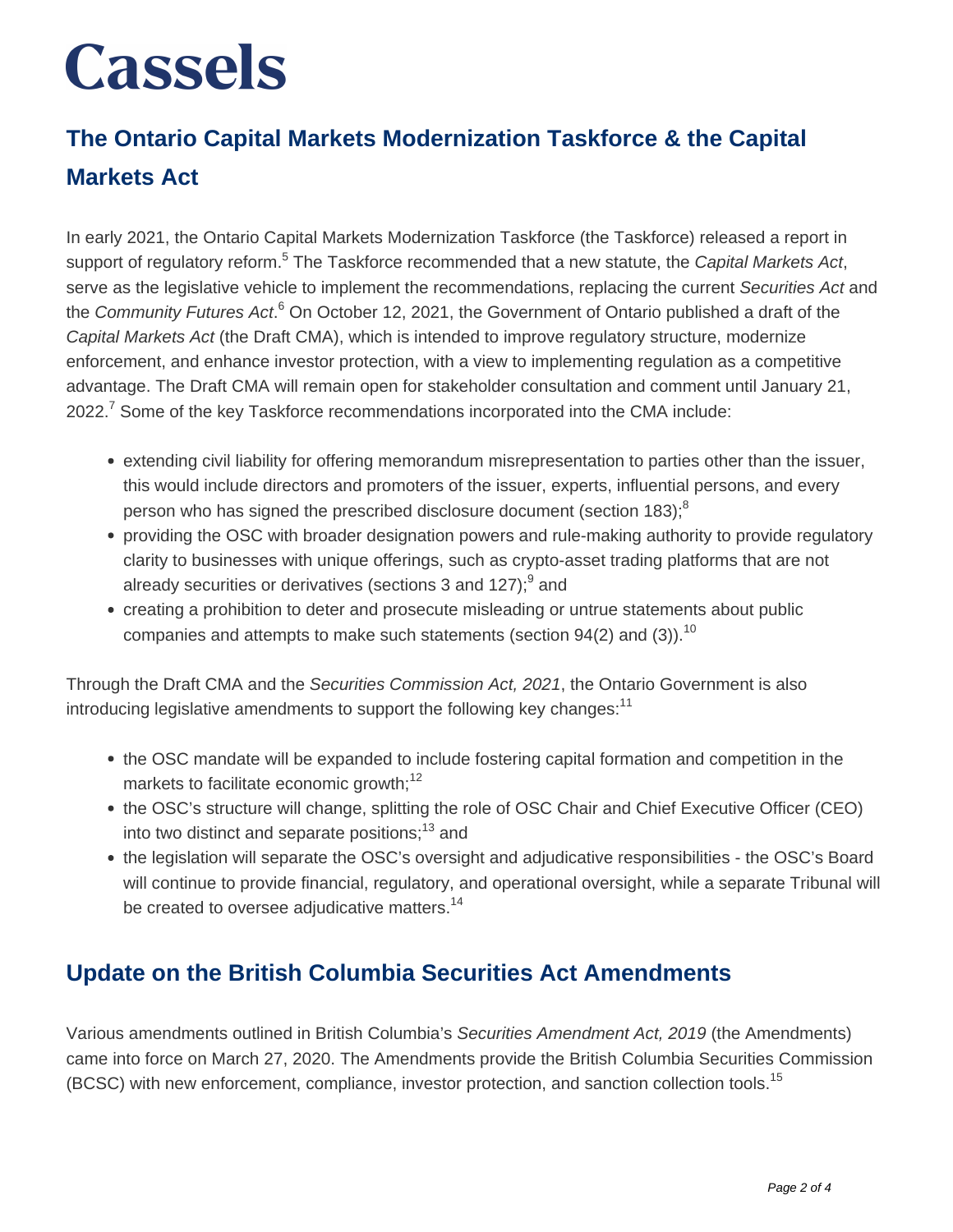## The Ontario Capital Markets Modernization Taskforce & the Capital Markets Act

In early 2021, the Ontario Capital Markets Modernization Taskforce (the Taskforce) released a report in support of regulatory reform.[5] The Taskforce recommended that a new statute, the *Capital Markets Act*, serve as the legislative vehicle to implement the recommendations, replacing the current *Securities Act* and the *Community Futures Act*.[6] On October 12, 2021, the Government of Ontario published a draft of the *Capital Markets Act* (the Draft CMA), which is intended to improve regulatory structure, modernize enforcement, and enhance investor protection, with a view to implementing regulation as a competitive advantage. The Draft CMA will remain open for stakeholder consultation and comment until January 21, 2022.[7] Some of the key Taskforce recommendations incorporated into the CMA include:

- extending civil liability for offering memorandum misrepresentation to parties other than the issuer, this would include directors and promoters of the issuer, experts, influential persons, and every person who has signed the prescribed disclosure document (section 183);[8]
- providing the OSC with broader designation powers and rule-making authority to provide regulatory clarity to businesses with unique offerings, such as crypto-asset trading platforms that are not already securities or derivatives (sections 3 and 127);[9] and
- creating a prohibition to deter and prosecute misleading or untrue statements about public companies and attempts to make such statements (section 94(2) and (3)).[10]

Through the Draft CMA and the *Securities Commission Act, 2021*, the Ontario Government is also introducing legislative amendments to support the following key changes:[11]

- the OSC mandate will be expanded to include fostering capital formation and competition in the markets to facilitate economic growth;[12]
- the OSC's structure will change, splitting the role of OSC Chair and Chief Executive Officer (CEO) into two distinct and separate positions;[13] and
- the legislation will separate the OSC's oversight and adjudicative responsibilities - the OSC's Board will continue to provide financial, regulatory, and operational oversight, while a separate Tribunal will be created to oversee adjudicative matters.[14]

## Update on the British Columbia Securities Act Amendments

Various amendments outlined in British Columbia's *Securities Amendment Act, 2019* (the Amendments) came into force on March 27, 2020. The Amendments provide the British Columbia Securities Commission (BCSC) with new enforcement, compliance, investor protection, and sanction collection tools.[15]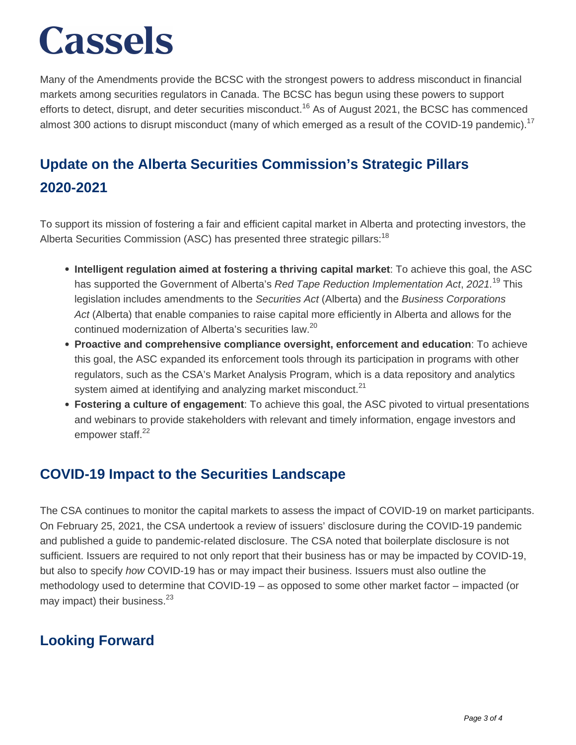Many of the Amendments provide the BCSC with the strongest powers to address misconduct in financial markets among securities regulators in Canada. The BCSC has begun using these powers to support efforts to detect, disrupt, and deter securities misconduct.[16] As of August 2021, the BCSC has commenced almost 300 actions to disrupt misconduct (many of which emerged as a result of the COVID-19 pandemic).[17]

## Update on the Alberta Securities Commission's Strategic Pillars 2020-2021

To support its mission of fostering a fair and efficient capital market in Alberta and protecting investors, the Alberta Securities Commission (ASC) has presented three strategic pillars:[18]

- **Intelligent regulation aimed at fostering a thriving capital market**: To achieve this goal, the ASC has supported the Government of Alberta's *Red Tape Reduction Implementation Act*, *2021*.[19] This legislation includes amendments to the *Securities Act* (Alberta) and the *Business Corporations Act* (Alberta) that enable companies to raise capital more efficiently in Alberta and allows for the continued modernization of Alberta's securities law.[20]
- **Proactive and comprehensive compliance oversight, enforcement and education**: To achieve this goal, the ASC expanded its enforcement tools through its participation in programs with other regulators, such as the CSA's Market Analysis Program, which is a data repository and analytics system aimed at identifying and analyzing market misconduct.[21]
- **Fostering a culture of engagement**: To achieve this goal, the ASC pivoted to virtual presentations and webinars to provide stakeholders with relevant and timely information, engage investors and empower staff.[22]

## COVID-19 Impact to the Securities Landscape

The CSA continues to monitor the capital markets to assess the impact of COVID-19 on market participants. On February 25, 2021, the CSA undertook a review of issuers' disclosure during the COVID-19 pandemic and published a guide to pandemic-related disclosure. The CSA noted that boilerplate disclosure is not sufficient. Issuers are required to not only report that their business has or may be impacted by COVID-19, but also to specify *how* COVID-19 has or may impact their business. Issuers must also outline the methodology used to determine that COVID-19 – as opposed to some other market factor – impacted (or may impact) their business.[23]

## Looking Forward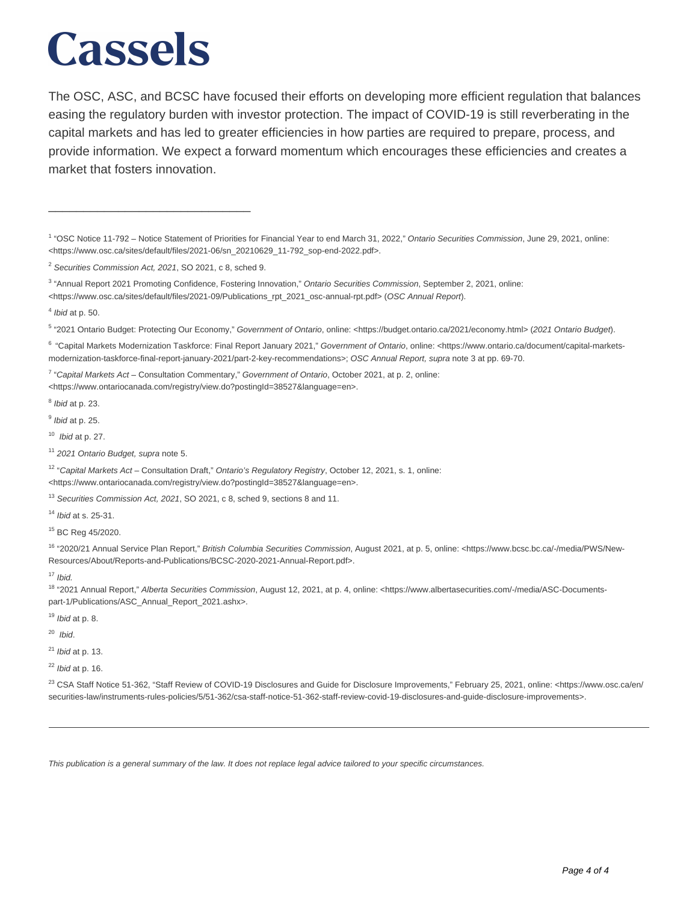The OSC, ASC, and BCSC have focused their efforts on developing more efficient regulation that balances easing the regulatory burden with investor protection. The impact of COVID-19 is still reverberating in the capital markets and has led to greater efficiencies in how parties are required to prepare, process, and provide information. We expect a forward momentum which encourages these efficiencies and creates a market that fosters innovation.

---

[1] "OSC Notice 11-792 – Notice Statement of Priorities for Financial Year to end March 31, 2022," *Ontario Securities Commission*, June 29, 2021, online: <https://www.osc.ca/sites/default/files/2021-06/sn_20210629_11-792_sop-end-2022.pdf>.

[2] *Securities Commission Act, 2021*, SO 2021, c 8, sched 9.

[3] "Annual Report 2021 Promoting Confidence, Fostering Innovation," *Ontario Securities Commission*, September 2, 2021, online: <https://www.osc.ca/sites/default/files/2021-09/Publications_rpt_2021_osc-annual-rpt.pdf> (*OSC Annual Report*).

[4] *Ibid* at p. 50.

[5] "2021 Ontario Budget: Protecting Our Economy," *Government of Ontario*, online: <https://budget.ontario.ca/2021/economy.html> (*2021 Ontario Budget*).

[6] "Capital Markets Modernization Taskforce: Final Report January 2021," *Government of Ontario*, online: <https://www.ontario.ca/document/capital-markets-modernization-taskforce-final-report-january-2021/part-2-key-recommendations>; *OSC Annual Report, supra* note 3 at pp. 69-70.

[7] "*Capital Markets Act* – Consultation Commentary," *Government of Ontario*, October 2021, at p. 2, online: <https://www.ontariocanada.com/registry/view.do?postingId=38527&language=en>.

[8] *Ibid* at p. 23.

[9] *Ibid* at p. 25.

[10] *Ibid* at p. 27.

[11] *2021 Ontario Budget, supra* note 5.

[12] "*Capital Markets Act* – Consultation Draft," *Ontario's Regulatory Registry*, October 12, 2021, s. 1, online: <https://www.ontariocanada.com/registry/view.do?postingId=38527&language=en>.

[13] *Securities Commission Act, 2021*, SO 2021, c 8, sched 9, sections 8 and 11.

[14] *Ibid* at s. 25-31.

[15] BC Reg 45/2020.

[16] "2020/21 Annual Service Plan Report," *British Columbia Securities Commission*, August 2021, at p. 5, online: <https://www.bcsc.bc.ca/-/media/PWS/New-Resources/About/Reports-and-Publications/BCSC-2020-2021-Annual-Report.pdf>.

[17] *Ibid.*

[18] "2021 Annual Report," *Alberta Securities Commission*, August 12, 2021, at p. 4, online: <https://www.albertasecurities.com/-/media/ASC-Documents-part-1/Publications/ASC_Annual_Report_2021.ashx>.

[19] *Ibid* at p. 8.

[20] *Ibid*.

[21] *Ibid* at p. 13.

[22] *Ibid* at p. 16.

[23] CSA Staff Notice 51-362, "Staff Review of COVID-19 Disclosures and Guide for Disclosure Improvements," February 25, 2021, online: <https://www.osc.ca/en/securities-law/instruments-rules-policies/5/51-362/csa-staff-notice-51-362-staff-review-covid-19-disclosures-and-guide-disclosure-improvements>.

---

*This publication is a general summary of the law. It does not replace legal advice tailored to your specific circumstances.*